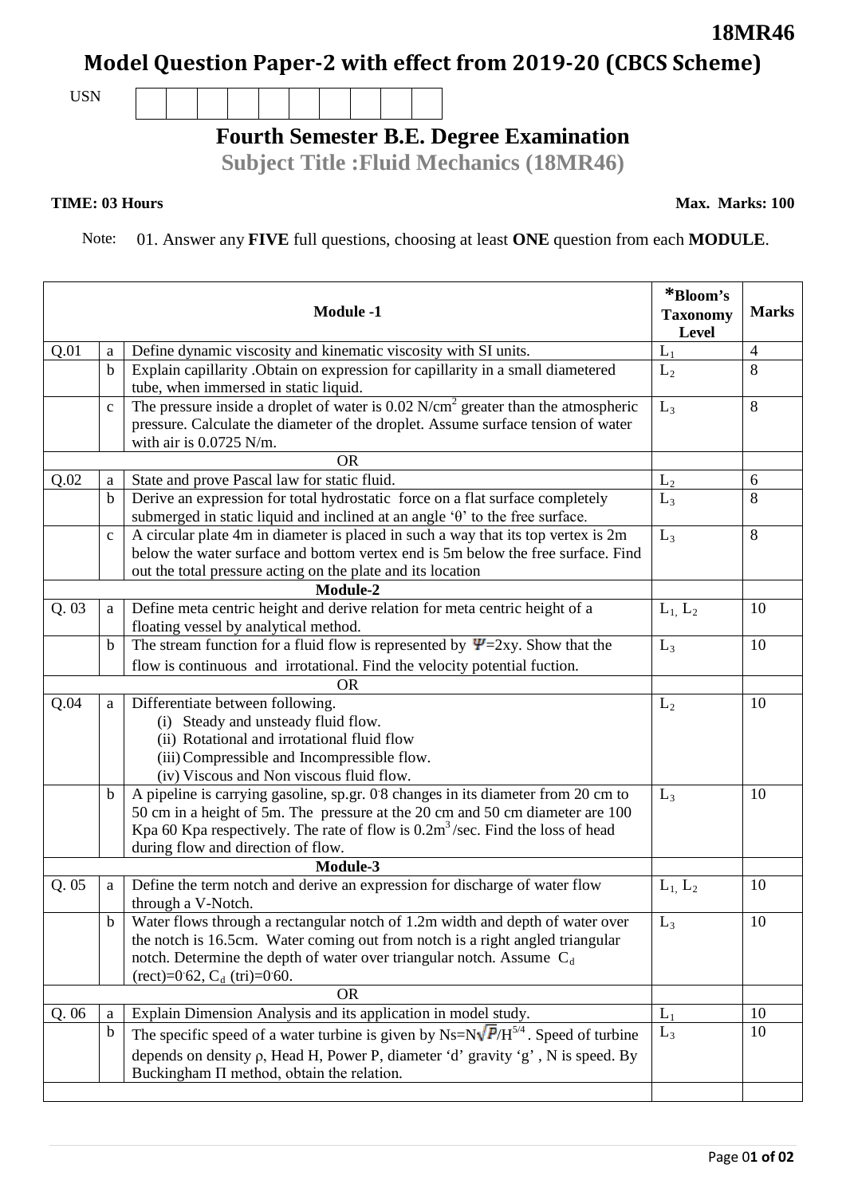**18MR46**

# Model Question Paper-2 with effect from 2019-20 (CBCS Scheme)

USN | | | | | | | | | | |

## Fourth Semester B.E. Degree Examination

### Subject Title :Fluid Mechanics (18MR46)

**TIME: 03 Hours** **Max. Marks: 100**

Note: 01. Answer any **FIVE** full questions, choosing at least **ONE** question from each **MODULE**.

| | | **Module -1** | ***Bloom's Taxonomy Level** | **Marks** |
|---|---|---|---|---|
| Q.01 | a | Define dynamic viscosity and kinematic viscosity with SI units. | $L_1$ | 4 |
| | b | Explain capillarity .Obtain on expression for capillarity in a small diametered tube, when immersed in static liquid. | $L_2$ | 8 |
| | c | The pressure inside a droplet of water is 0.02 $N/cm^2$ greater than the atmospheric pressure. Calculate the diameter of the droplet. Assume surface tension of water with air is 0.0725 N/m. | $L_3$ | 8 |
| | | OR | | |
| Q.02 | a | State and prove Pascal law for static fluid. | $L_2$ | 6 |
| | b | Derive an expression for total hydrostatic force on a flat surface completely submerged in static liquid and inclined at an angle 'θ' to the free surface. | $L_3$ | 8 |
| | c | A circular plate 4m in diameter is placed in such a way that its top vertex is 2m below the water surface and bottom vertex end is 5m below the free surface. Find out the total pressure acting on the plate and its location | $L_3$ | 8 |
| | | **Module-2** | | |
| Q. 03 | a | Define meta centric height and derive relation for meta centric height of a floating vessel by analytical method. | $L_1$, $L_2$ | 10 |
| | b | The stream function for a fluid flow is represented by $\Psi$=2xy. Show that the flow is continuous and irrotational. Find the velocity potential fuction. | $L_3$ | 10 |
| | | OR | | |
| Q.04 | a | Differentiate between following.<br>(i) Steady and unsteady fluid flow.<br>(ii) Rotational and irrotational fluid flow<br>(iii) Compressible and Incompressible flow.<br>(iv) Viscous and Non viscous fluid flow. | $L_2$ | 10 |
| | b | A pipeline is carrying gasoline, sp.gr. 0.8 changes in its diameter from 20 cm to 50 cm in a height of 5m. The pressure at the 20 cm and 50 cm diameter are 100 Kpa 60 Kpa respectively. The rate of flow is 0.2$m^3$/sec. Find the loss of head during flow and direction of flow. | $L_3$ | 10 |
| | | **Module-3** | | |
| Q. 05 | a | Define the term notch and derive an expression for discharge of water flow through a V-Notch. | $L_1$, $L_2$ | 10 |
| | b | Water flows through a rectangular notch of 1.2m width and depth of water over the notch is 16.5cm. Water coming out from notch is a right angled triangular notch. Determine the depth of water over triangular notch. Assume $C_d$ (rect)=0.62, $C_d$ (tri)=0.60. | $L_3$ | 10 |
| | | OR | | |
| Q. 06 | a | Explain Dimension Analysis and its application in model study. | $L_1$ | 10 |
| | b | The specific speed of a water turbine is given by $N_s=N\sqrt{P}/H^{5/4}$. Speed of turbine depends on density ρ, Head H, Power P, diameter 'd' gravity 'g' , N is speed. By Buckingham Π method, obtain the relation. | $L_3$ | 10 |
| | | | | |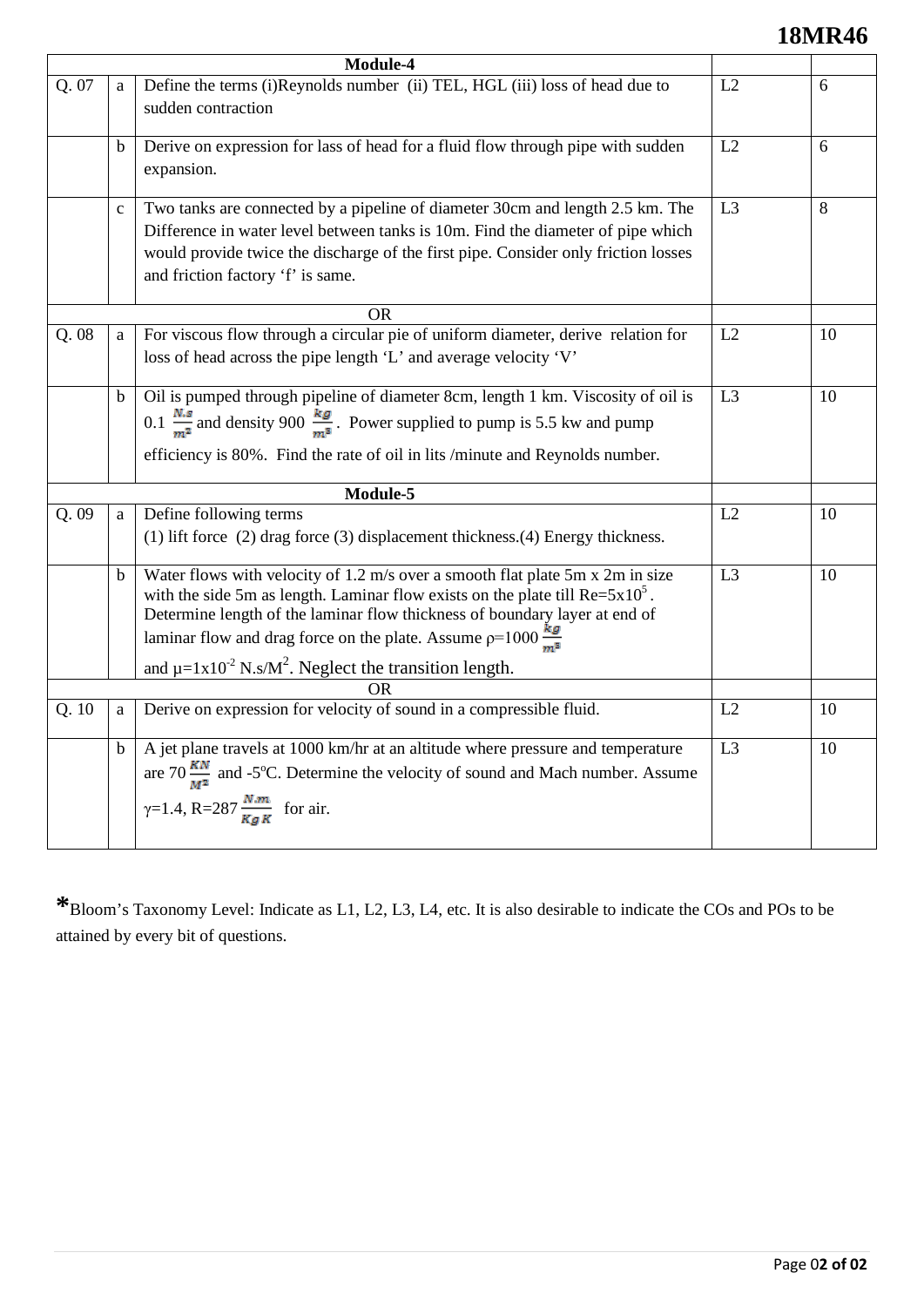| | | | | |
|---|---|---|---|---|
| **Module-4** | | | | |
| Q. 07 | a | Define the terms (i)Reynolds number (ii) TEL, HGL (iii) loss of head due to sudden contraction | L2 | 6 |
| | b | Derive on expression for lass of head for a fluid flow through pipe with sudden expansion. | L2 | 6 |
| | c | Two tanks are connected by a pipeline of diameter 30cm and length 2.5 km. The Difference in water level between tanks is 10m. Find the diameter of pipe which would provide twice the discharge of the first pipe. Consider only friction losses and friction factory 'f' is same. | L3 | 8 |
| OR | | | | |
| Q. 08 | a | For viscous flow through a circular pie of uniform diameter, derive relation for loss of head across the pipe length 'L' and average velocity 'V' | L2 | 10 |
| | b | Oil is pumped through pipeline of diameter 8cm, length 1 km. Viscosity of oil is 0.1 $\frac{N.s}{m^2}$ and density 900 $\frac{kg}{m^3}$. Power supplied to pump is 5.5 kw and pump efficiency is 80%. Find the rate of oil in lits /minute and Reynolds number. | L3 | 10 |
| **Module-5** | | | | |
| Q. 09 | a | Define following terms (1) lift force (2) drag force (3) displacement thickness.(4) Energy thickness. | L2 | 10 |
| | b | Water flows with velocity of 1.2 m/s over a smooth flat plate 5m x 2m in size with the side 5m as length. Laminar flow exists on the plate till Re=$5\times10^5$. Determine length of the laminar flow thickness of boundary layer at end of laminar flow and drag force on the plate. Assume $\rho$=1000 $\frac{kg}{m^3}$ and $\mu$=$1\times10^{-2}$ N.s/$M^2$. Neglect the transition length. | L3 | 10 |
| OR | | | | |
| Q. 10 | a | Derive on expression for velocity of sound in a compressible fluid. | L2 | 10 |
| | b | A jet plane travels at 1000 km/hr at an altitude where pressure and temperature are 70 $\frac{KN}{M^2}$ and -5°C. Determine the velocity of sound and Mach number. Assume $\gamma$=1.4, R=287 $\frac{N.m}{Kg\,K}$ for air. | L3 | 10 |

*Bloom's Taxonomy Level: Indicate as L1, L2, L3, L4, etc. It is also desirable to indicate the COs and POs to be attained by every bit of questions.